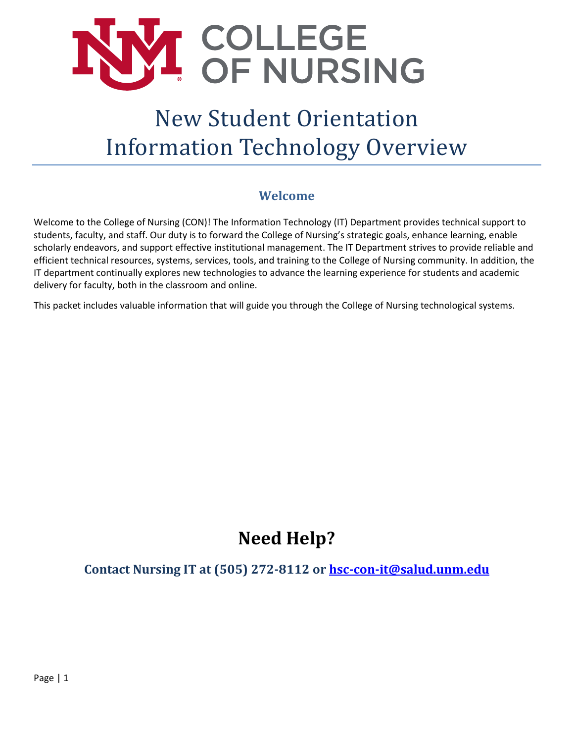# New Student Orientation
# Information Technology Overview

## Welcome

Welcome to the College of Nursing (CON)! The Information Technology (IT) Department provides technical support to students, faculty, and staff. Our duty is to forward the College of Nursing's strategic goals, enhance learning, enable scholarly endeavors, and support effective institutional management. The IT Department strives to provide reliable and efficient technical resources, systems, services, tools, and training to the College of Nursing community. In addition, the IT department continually explores new technologies to advance the learning experience for students and academic delivery for faculty, both in the classroom and online.

This packet includes valuable information that will guide you through the College of Nursing technological systems.

## Need Help?

### Contact Nursing IT at (505) 272-8112 or [hsc-con-it@salud.unm.edu](mailto:hsc-con-it@salud.unm.edu)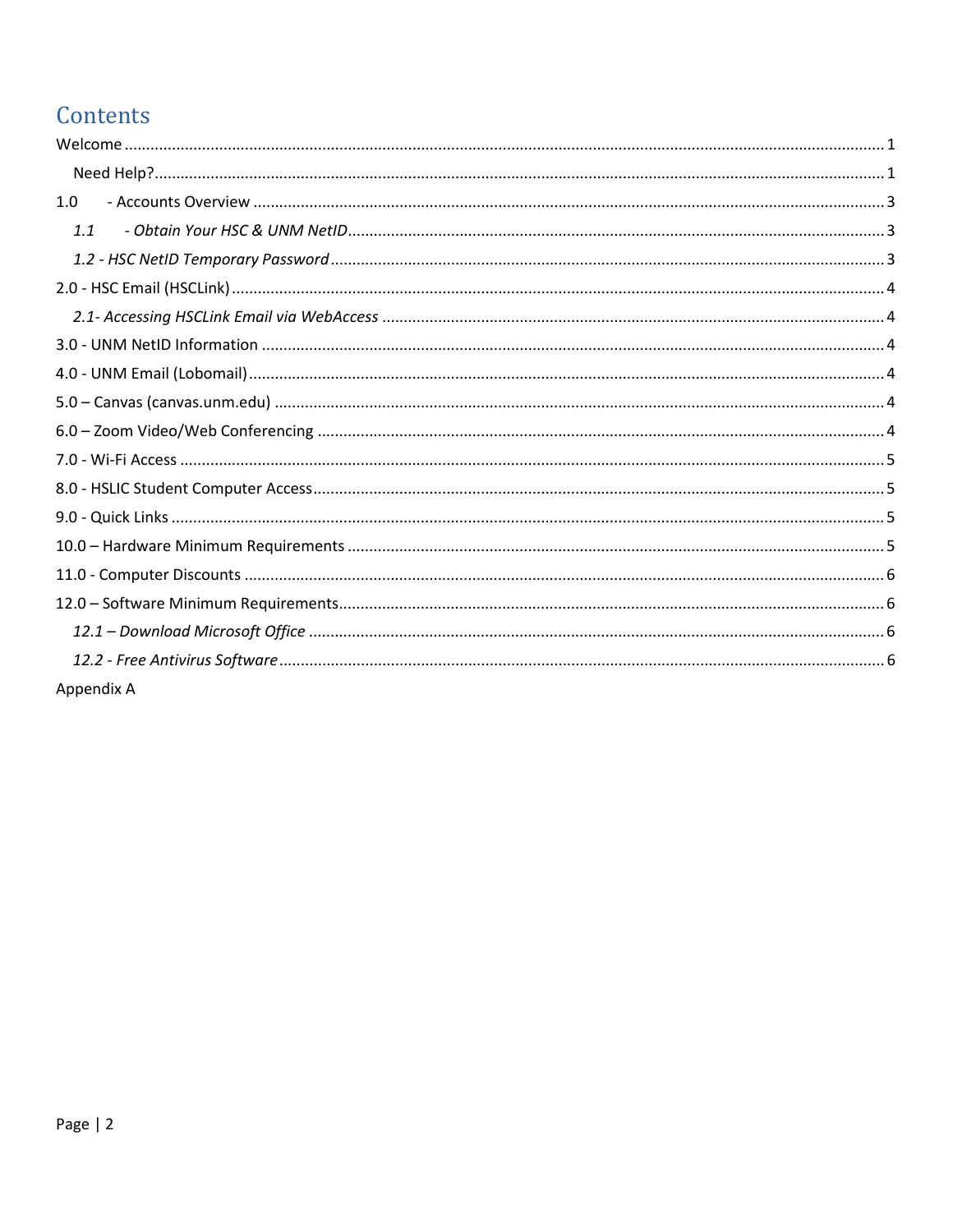# Contents

Welcome ........................................................................................................................................................ 1

- Need Help? ................................................................................................................................................ 1

1.0 - Accounts Overview ............................................................................................................................. 3

- *1.1 - Obtain Your HSC & UNM NetID* ........................................................................................................ 3
- *1.2 - HSC NetID Temporary Password* ..................................................................................................... 3

2.0 - HSC Email (HSCLink) .......................................................................................................................... 4

- *2.1- Accessing HSCLink Email via WebAccess* ......................................................................................... 4

3.0 - UNM NetID Information ..................................................................................................................... 4

4.0 - UNM Email (Lobomail) ........................................................................................................................ 4

5.0 – Canvas (canvas.unm.edu) .................................................................................................................. 4

6.0 – Zoom Video/Web Conferencing ......................................................................................................... 4

7.0 - Wi-Fi Access ........................................................................................................................................ 5

8.0 - HSLIC Student Computer Access .......................................................................................................... 5

9.0 - Quick Links .......................................................................................................................................... 5

10.0 – Hardware Minimum Requirements .................................................................................................. 5

11.0 - Computer Discounts .......................................................................................................................... 6

12.0 – Software Minimum Requirements .................................................................................................... 6

- *12.1 – Download Microsoft Office* ........................................................................................................... 6
- *12.2 - Free Antivirus Software* ................................................................................................................. 6

Appendix A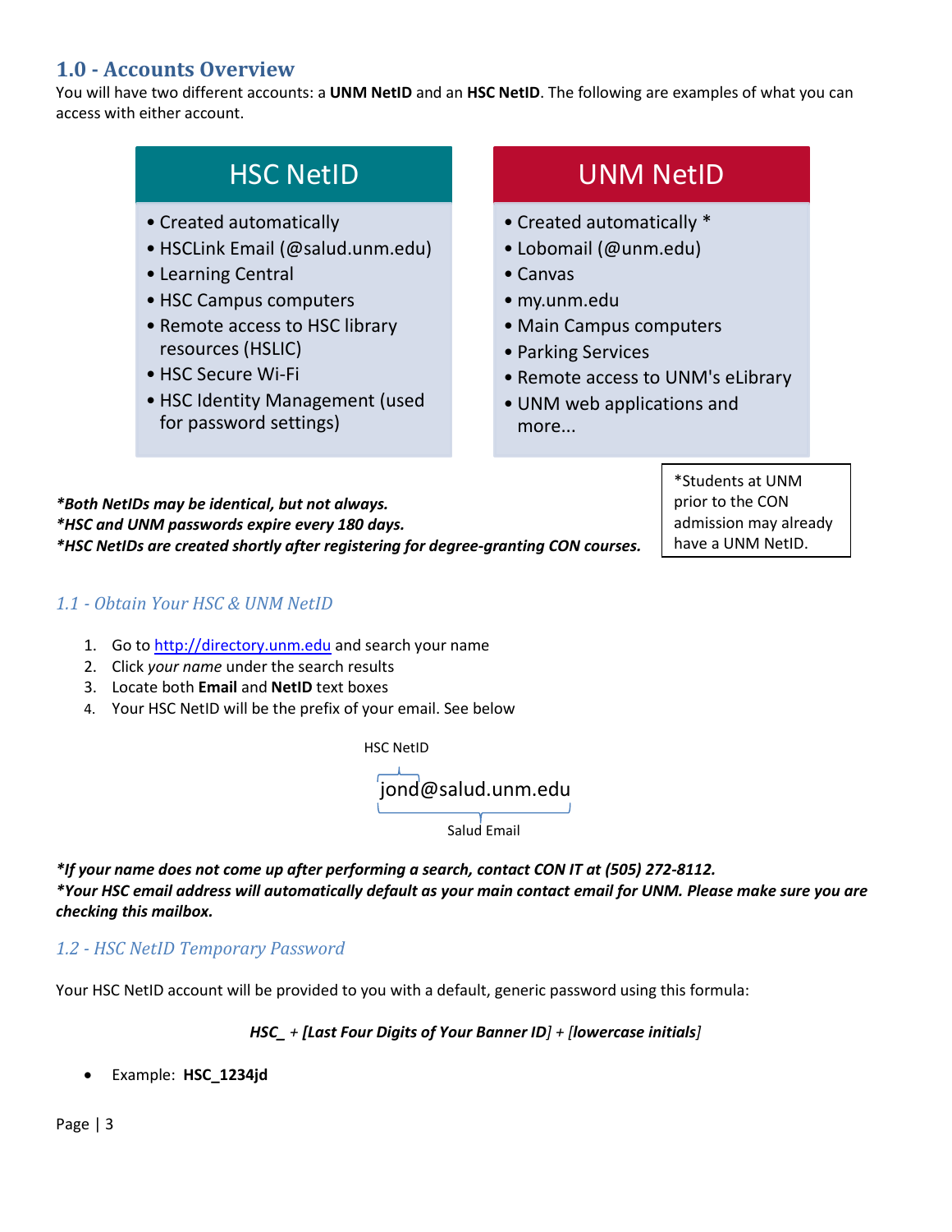## 1.0 - Accounts Overview

You will have two different accounts: a **UNM NetID** and an **HSC NetID**. The following are examples of what you can access with either account.

| HSC NetID | UNM NetID |
| --- | --- |
| • Created automatically<br>• HSCLink Email (@salud.unm.edu)<br>• Learning Central<br>• HSC Campus computers<br>• Remote access to HSC library resources (HSLIC)<br>• HSC Secure Wi-Fi<br>• HSC Identity Management (used for password settings) | • Created automatically *<br>• Lobomail (@unm.edu)<br>• Canvas<br>• my.unm.edu<br>• Main Campus computers<br>• Parking Services<br>• Remote access to UNM's eLibrary<br>• UNM web applications and more... |

***Both NetIDs may be identical, but not always.***
***HSC and UNM passwords expire every 180 days.***
***HSC NetIDs are created shortly after registering for degree-granting CON courses.***

*Students at UNM prior to the CON admission may already have a UNM NetID.

### *1.1 - Obtain Your HSC & UNM NetID*

1. Go to http://directory.unm.edu and search your name
2. Click *your name* under the search results
3. Locate both **Email** and **NetID** text boxes
4. Your HSC NetID will be the prefix of your email. See below

HSC NetID

jond@salud.unm.edu

Salud Email

***If your name does not come up after performing a search, contact CON IT at (505) 272-8112.***
***Your HSC email address will automatically default as your main contact email for UNM. Please make sure you are checking this mailbox.***

### *1.2 - HSC NetID Temporary Password*

Your HSC NetID account will be provided to you with a default, generic password using this formula:

***HSC_** + **[Last Four Digits of Your Banner ID]** + [**lowercase initials**]*

- Example: **HSC_1234jd**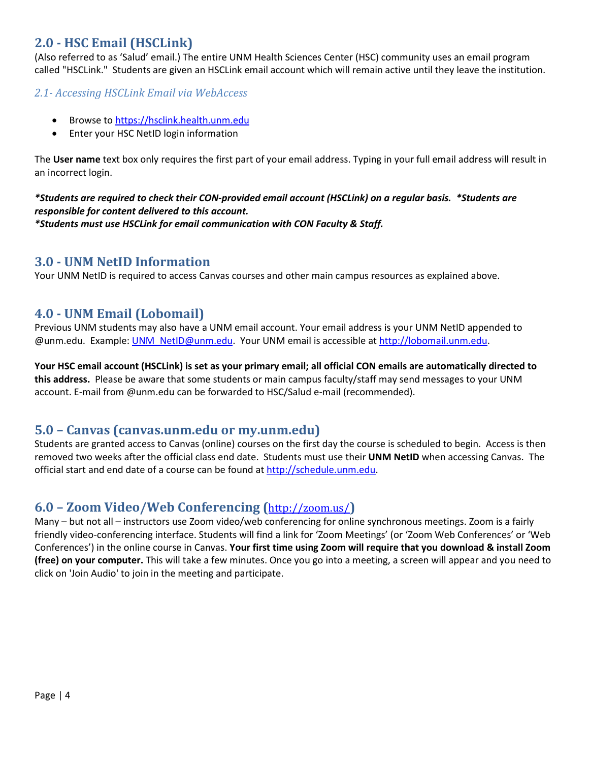## 2.0 - HSC Email (HSCLink)

(Also referred to as 'Salud' email.) The entire UNM Health Sciences Center (HSC) community uses an email program called "HSCLink." Students are given an HSCLink email account which will remain active until they leave the institution.

### *2.1- Accessing HSCLink Email via WebAccess*

- Browse to [https://hsclink.health.unm.edu](https://hsclink.health.unm.edu)
- Enter your HSC NetID login information

The **User name** text box only requires the first part of your email address. Typing in your full email address will result in an incorrect login.

***\*Students are required to check their CON-provided email account (HSCLink) on a regular basis. \*Students are responsible for content delivered to this account.***
***\*Students must use HSCLink for email communication with CON Faculty & Staff.***

## 3.0 - UNM NetID Information

Your UNM NetID is required to access Canvas courses and other main campus resources as explained above.

## 4.0 - UNM Email (Lobomail)

Previous UNM students may also have a UNM email account. Your email address is your UNM NetID appended to @unm.edu. Example: [UNM_NetID@unm.edu](mailto:UNM_NetID@unm.edu). Your UNM email is accessible at [http://lobomail.unm.edu](http://lobomail.unm.edu).

**Your HSC email account (HSCLink) is set as your primary email; all official CON emails are automatically directed to this address.** Please be aware that some students or main campus faculty/staff may send messages to your UNM account. E-mail from @unm.edu can be forwarded to HSC/Salud e-mail (recommended).

## 5.0 – Canvas (canvas.unm.edu or my.unm.edu)

Students are granted access to Canvas (online) courses on the first day the course is scheduled to begin. Access is then removed two weeks after the official class end date. Students must use their **UNM NetID** when accessing Canvas. The official start and end date of a course can be found at [http://schedule.unm.edu](http://schedule.unm.edu).

## 6.0 – Zoom Video/Web Conferencing ([http://zoom.us/](http://zoom.us/))

Many – but not all – instructors use Zoom video/web conferencing for online synchronous meetings. Zoom is a fairly friendly video-conferencing interface. Students will find a link for 'Zoom Meetings' (or 'Zoom Web Conferences' or 'Web Conferences') in the online course in Canvas. **Your first time using Zoom will require that you download & install Zoom (free) on your computer.** This will take a few minutes. Once you go into a meeting, a screen will appear and you need to click on 'Join Audio' to join in the meeting and participate.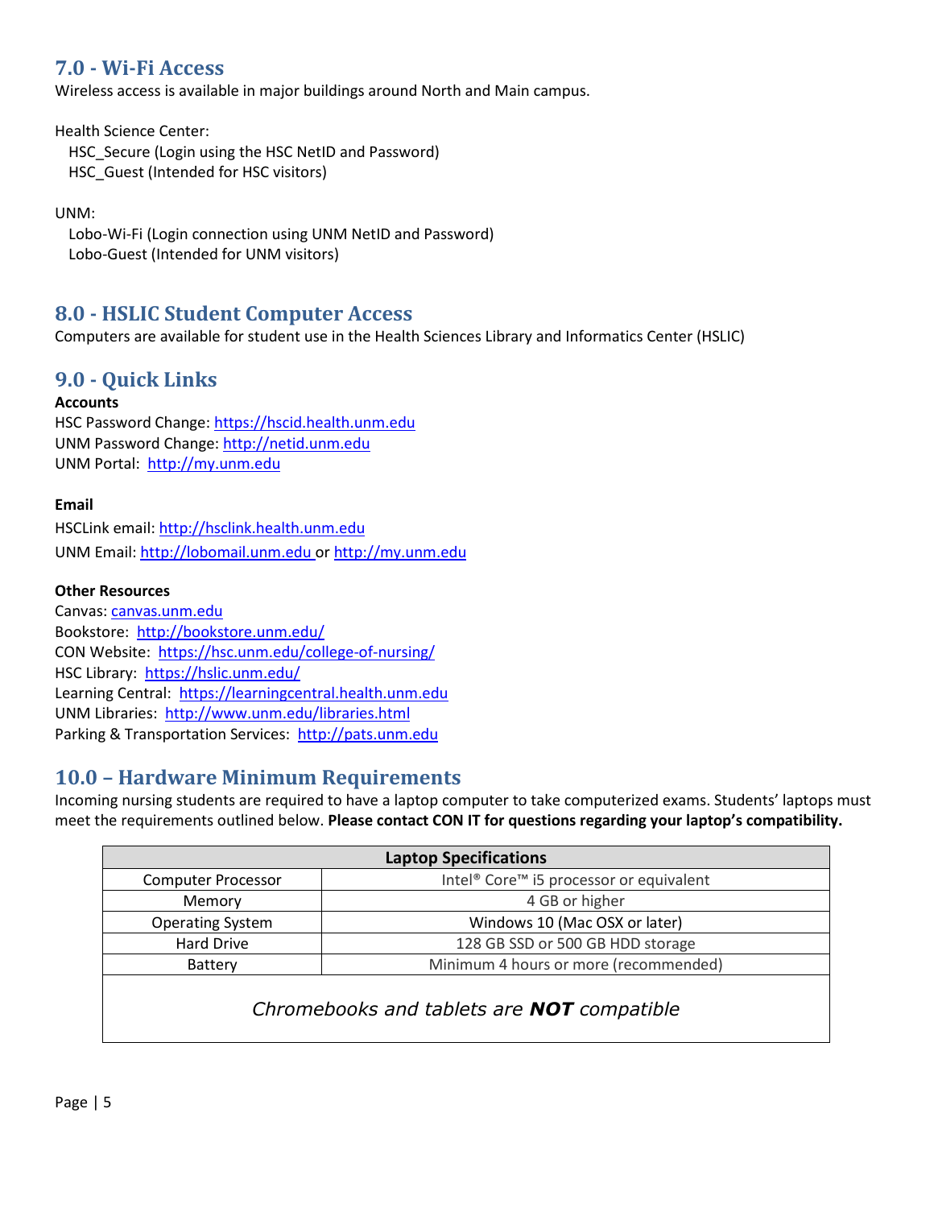## 7.0 - Wi-Fi Access

Wireless access is available in major buildings around North and Main campus.

Health Science Center:
- HSC_Secure (Login using the HSC NetID and Password)
- HSC_Guest (Intended for HSC visitors)

UNM:
- Lobo-Wi-Fi (Login connection using UNM NetID and Password)
- Lobo-Guest (Intended for UNM visitors)

## 8.0 - HSLIC Student Computer Access

Computers are available for student use in the Health Sciences Library and Informatics Center (HSLIC)

## 9.0 - Quick Links

**Accounts**

HSC Password Change: https://hscid.health.unm.edu
UNM Password Change: http://netid.unm.edu
UNM Portal: http://my.unm.edu

**Email**

HSCLink email: http://hsclink.health.unm.edu
UNM Email: http://lobomail.unm.edu or http://my.unm.edu

**Other Resources**

Canvas: canvas.unm.edu
Bookstore: http://bookstore.unm.edu/
CON Website: https://hsc.unm.edu/college-of-nursing/
HSC Library: https://hslic.unm.edu/
Learning Central: https://learningcentral.health.unm.edu
UNM Libraries: http://www.unm.edu/libraries.html
Parking & Transportation Services: http://pats.unm.edu

## 10.0 – Hardware Minimum Requirements

Incoming nursing students are required to have a laptop computer to take computerized exams. Students' laptops must meet the requirements outlined below. **Please contact CON IT for questions regarding your laptop's compatibility.**

| Laptop Specifications | |
|---|---|
| Computer Processor | Intel® Core™ i5 processor or equivalent |
| Memory | 4 GB or higher |
| Operating System | Windows 10 (Mac OSX or later) |
| Hard Drive | 128 GB SSD or 500 GB HDD storage |
| Battery | Minimum 4 hours or more (recommended) |
| *Chromebooks and tablets are **NOT** compatible* | |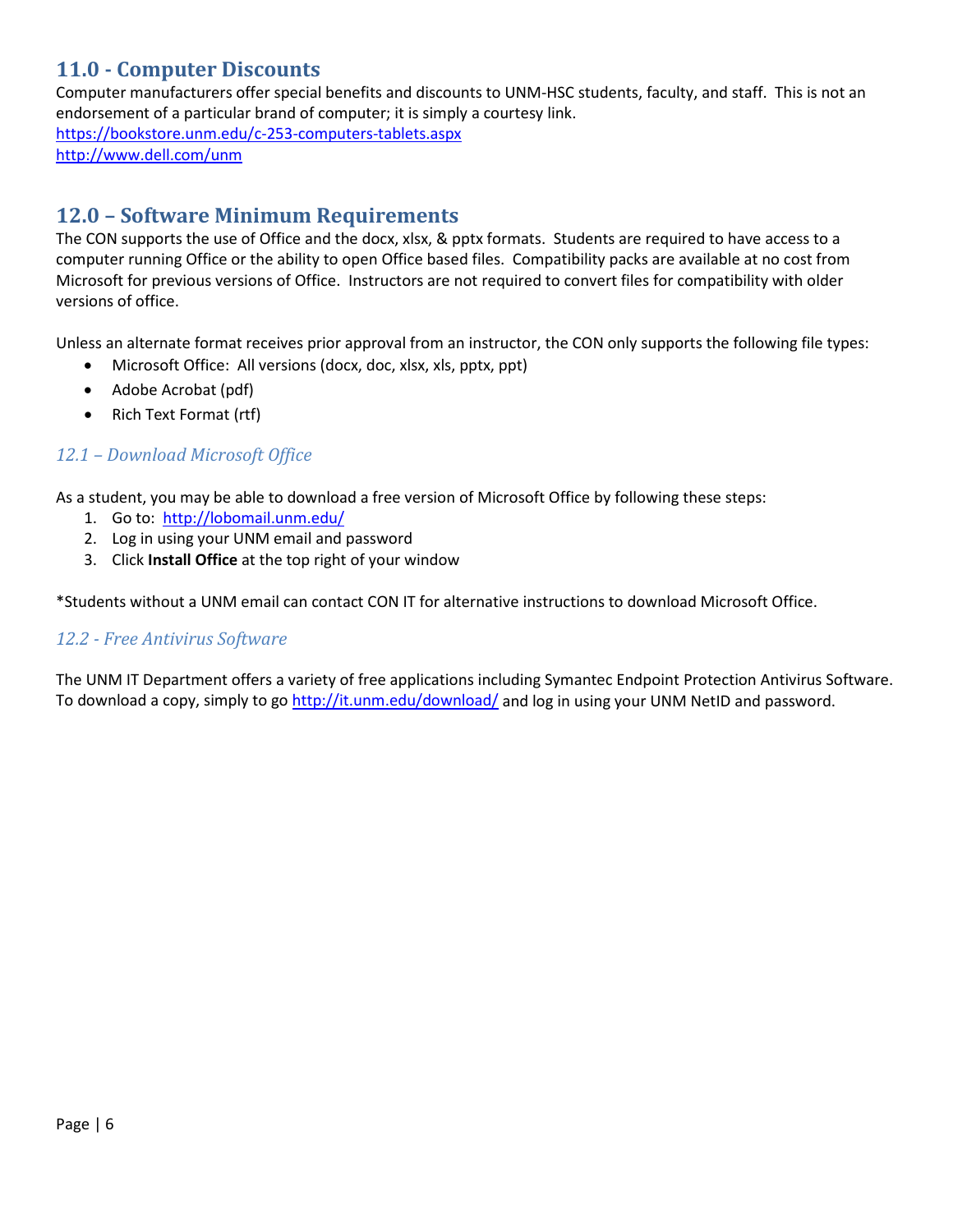## 11.0 - Computer Discounts

Computer manufacturers offer special benefits and discounts to UNM-HSC students, faculty, and staff. This is not an endorsement of a particular brand of computer; it is simply a courtesy link.
https://bookstore.unm.edu/c-253-computers-tablets.aspx
http://www.dell.com/unm

## 12.0 – Software Minimum Requirements

The CON supports the use of Office and the docx, xlsx, & pptx formats. Students are required to have access to a computer running Office or the ability to open Office based files. Compatibility packs are available at no cost from Microsoft for previous versions of Office. Instructors are not required to convert files for compatibility with older versions of office.

Unless an alternate format receives prior approval from an instructor, the CON only supports the following file types:

- Microsoft Office: All versions (docx, doc, xlsx, xls, pptx, ppt)
- Adobe Acrobat (pdf)
- Rich Text Format (rtf)

### *12.1 – Download Microsoft Office*

As a student, you may be able to download a free version of Microsoft Office by following these steps:

1. Go to: http://lobomail.unm.edu/
2. Log in using your UNM email and password
3. Click **Install Office** at the top right of your window

*Students without a UNM email can contact CON IT for alternative instructions to download Microsoft Office.

### *12.2 - Free Antivirus Software*

The UNM IT Department offers a variety of free applications including Symantec Endpoint Protection Antivirus Software. To download a copy, simply to go http://it.unm.edu/download/ and log in using your UNM NetID and password.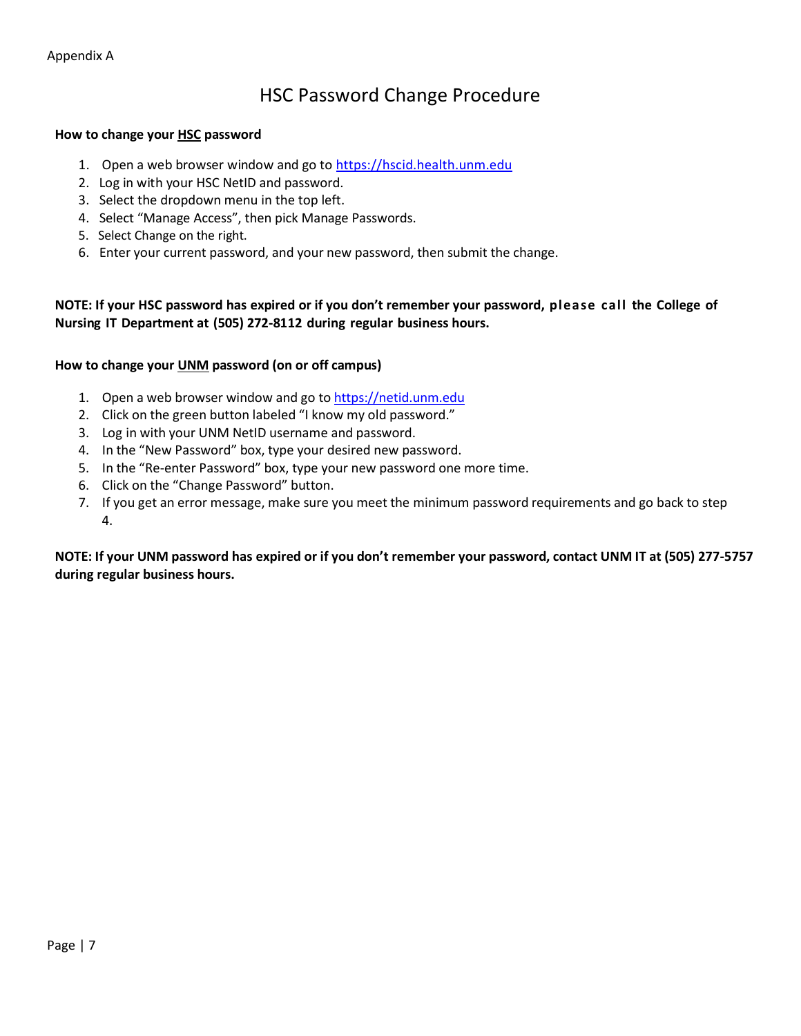Appendix A

# HSC Password Change Procedure

**How to change your HSC password**

1. Open a web browser window and go to https://hscid.health.unm.edu
2. Log in with your HSC NetID and password.
3. Select the dropdown menu in the top left.
4. Select "Manage Access", then pick Manage Passwords.
5. Select Change on the right.
6. Enter your current password, and your new password, then submit the change.

**NOTE: If your HSC password has expired or if you don't remember your password, please call the College of Nursing IT Department at (505) 272-8112 during regular business hours.**

**How to change your UNM password (on or off campus)**

1. Open a web browser window and go to https://netid.unm.edu
2. Click on the green button labeled "I know my old password."
3. Log in with your UNM NetID username and password.
4. In the "New Password" box, type your desired new password.
5. In the "Re-enter Password" box, type your new password one more time.
6. Click on the "Change Password" button.
7. If you get an error message, make sure you meet the minimum password requirements and go back to step 4.

**NOTE: If your UNM password has expired or if you don't remember your password, contact UNM IT at (505) 277-5757 during regular business hours.**